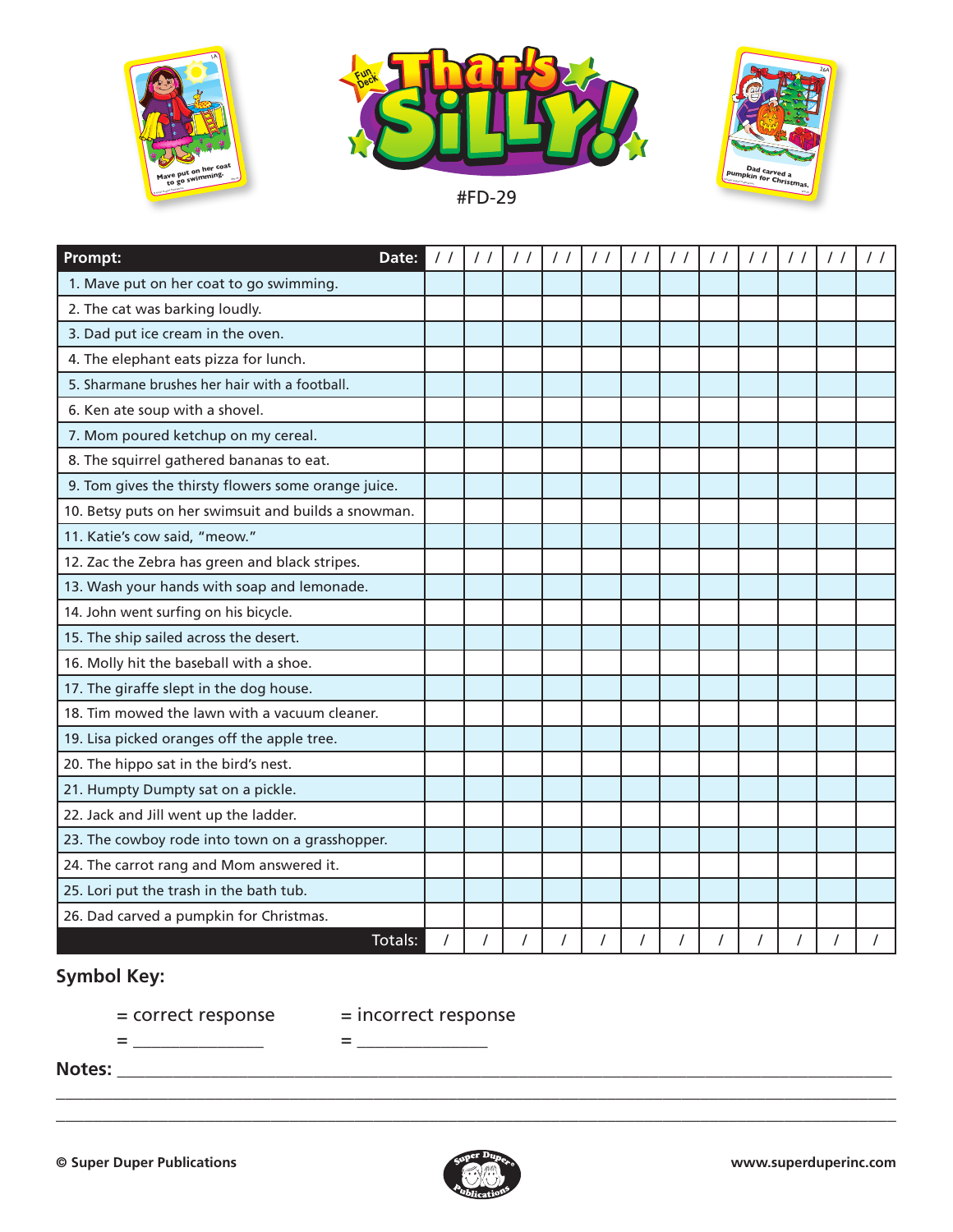# That's Silly! Fun Deck

#FD-29

| Prompt: Date: | / / | / / | / / | / / | / / | / / | / / | / / | / / | / / | / / | / / |
|---|---|---|---|---|---|---|---|---|---|---|---|---|
| 1. Mave put on her coat to go swimming. | | | | | | | | | | | | |
| 2. The cat was barking loudly. | | | | | | | | | | | | |
| 3. Dad put ice cream in the oven. | | | | | | | | | | | | |
| 4. The elephant eats pizza for lunch. | | | | | | | | | | | | |
| 5. Sharmane brushes her hair with a football. | | | | | | | | | | | | |
| 6. Ken ate soup with a shovel. | | | | | | | | | | | | |
| 7. Mom poured ketchup on my cereal. | | | | | | | | | | | | |
| 8. The squirrel gathered bananas to eat. | | | | | | | | | | | | |
| 9. Tom gives the thirsty flowers some orange juice. | | | | | | | | | | | | |
| 10. Betsy puts on her swimsuit and builds a snowman. | | | | | | | | | | | | |
| 11. Katie's cow said, "meow." | | | | | | | | | | | | |
| 12. Zac the Zebra has green and black stripes. | | | | | | | | | | | | |
| 13. Wash your hands with soap and lemonade. | | | | | | | | | | | | |
| 14. John went surfing on his bicycle. | | | | | | | | | | | | |
| 15. The ship sailed across the desert. | | | | | | | | | | | | |
| 16. Molly hit the baseball with a shoe. | | | | | | | | | | | | |
| 17. The giraffe slept in the dog house. | | | | | | | | | | | | |
| 18. Tim mowed the lawn with a vacuum cleaner. | | | | | | | | | | | | |
| 19. Lisa picked oranges off the apple tree. | | | | | | | | | | | | |
| 20. The hippo sat in the bird's nest. | | | | | | | | | | | | |
| 21. Humpty Dumpty sat on a pickle. | | | | | | | | | | | | |
| 22. Jack and Jill went up the ladder. | | | | | | | | | | | | |
| 23. The cowboy rode into town on a grasshopper. | | | | | | | | | | | | |
| 24. The carrot rang and Mom answered it. | | | | | | | | | | | | |
| 25. Lori put the trash in the bath tub. | | | | | | | | | | | | |
| 26. Dad carved a pumpkin for Christmas. | | | | | | | | | | | | |
| Totals: | / | / | / | / | / | / | / | / | / | / | / | / |

**Symbol Key:**

= correct response = incorrect response

= _______________ = _______________

**Notes:** ______________________________________________________________________

______________________________________________________________________

______________________________________________________________________

© Super Duper Publications www.superduperinc.com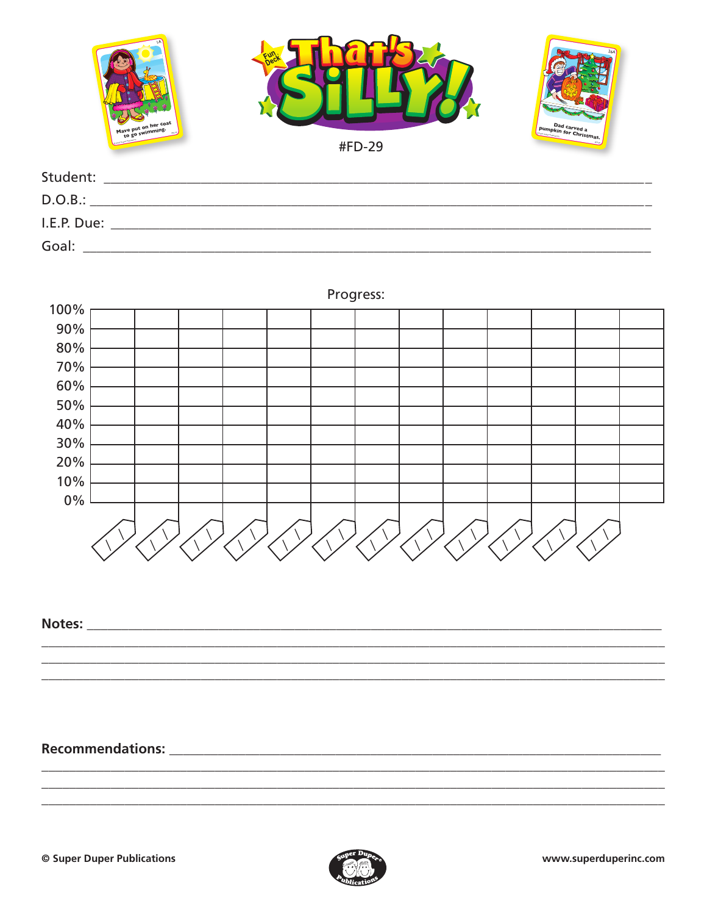# That's Silly! Fun Deck

#FD-29

Student: ______________________________

D.O.B.: ______________________________

I.E.P. Due: ______________________________

Goal: ______________________________

Progress:

100%
90%
80%
70%
60%
50%
40%
30%
20%
10%
0%

**Notes:** ______________________________

______________________________

______________________________

______________________________

**Recommendations:** ______________________________

______________________________

______________________________

______________________________

© Super Duper Publications

www.superduperinc.com